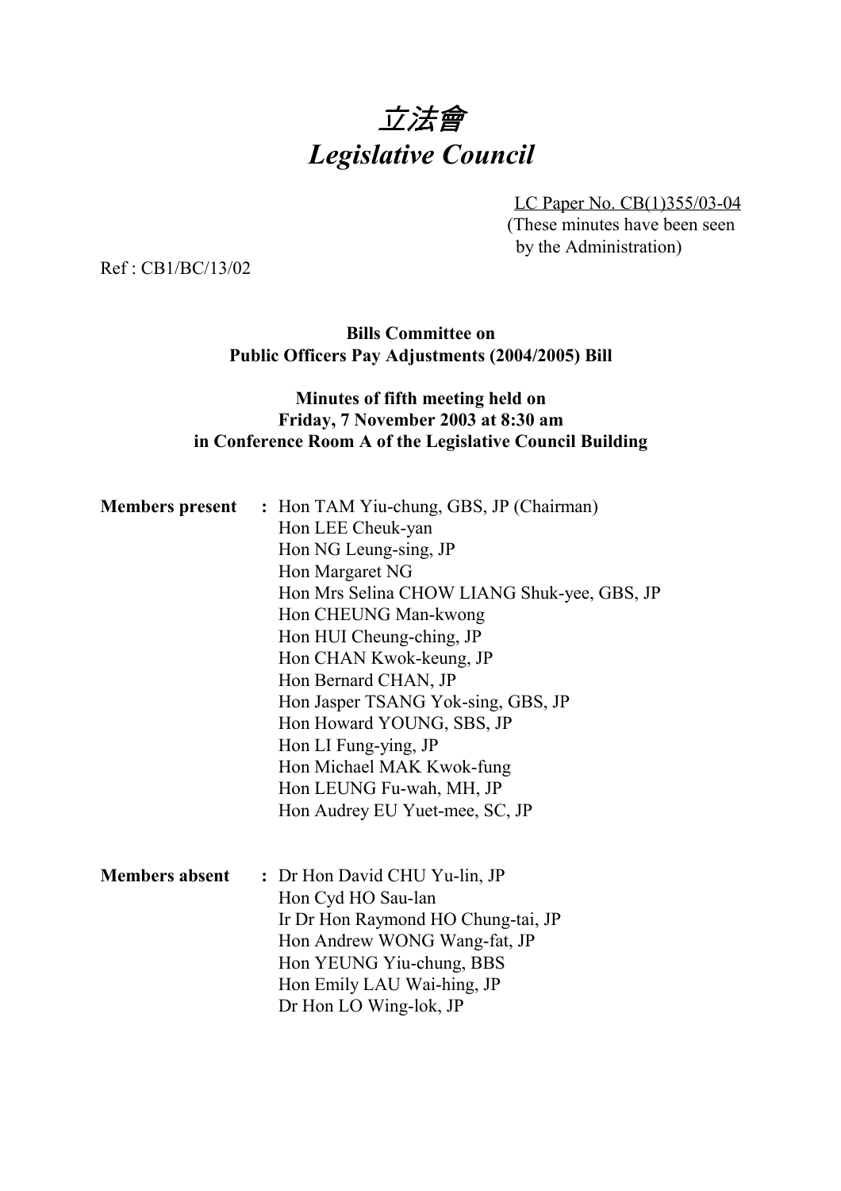# *立法會*
# *Legislative Council*

LC Paper No. CB(1)355/03-04
(These minutes have been seen by the Administration)

Ref : CB1/BC/13/02

**Bills Committee on**
**Public Officers Pay Adjustments (2004/2005) Bill**

**Minutes of fifth meeting held on**
**Friday, 7 November 2003 at 8:30 am**
**in Conference Room A of the Legislative Council Building**

**Members present :** Hon TAM Yiu-chung, GBS, JP (Chairman)
Hon LEE Cheuk-yan
Hon NG Leung-sing, JP
Hon Margaret NG
Hon Mrs Selina CHOW LIANG Shuk-yee, GBS, JP
Hon CHEUNG Man-kwong
Hon HUI Cheung-ching, JP
Hon CHAN Kwok-keung, JP
Hon Bernard CHAN, JP
Hon Jasper TSANG Yok-sing, GBS, JP
Hon Howard YOUNG, SBS, JP
Hon LI Fung-ying, JP
Hon Michael MAK Kwok-fung
Hon LEUNG Fu-wah, MH, JP
Hon Audrey EU Yuet-mee, SC, JP

**Members absent :** Dr Hon David CHU Yu-lin, JP
Hon Cyd HO Sau-lan
Ir Dr Hon Raymond HO Chung-tai, JP
Hon Andrew WONG Wang-fat, JP
Hon YEUNG Yiu-chung, BBS
Hon Emily LAU Wai-hing, JP
Dr Hon LO Wing-lok, JP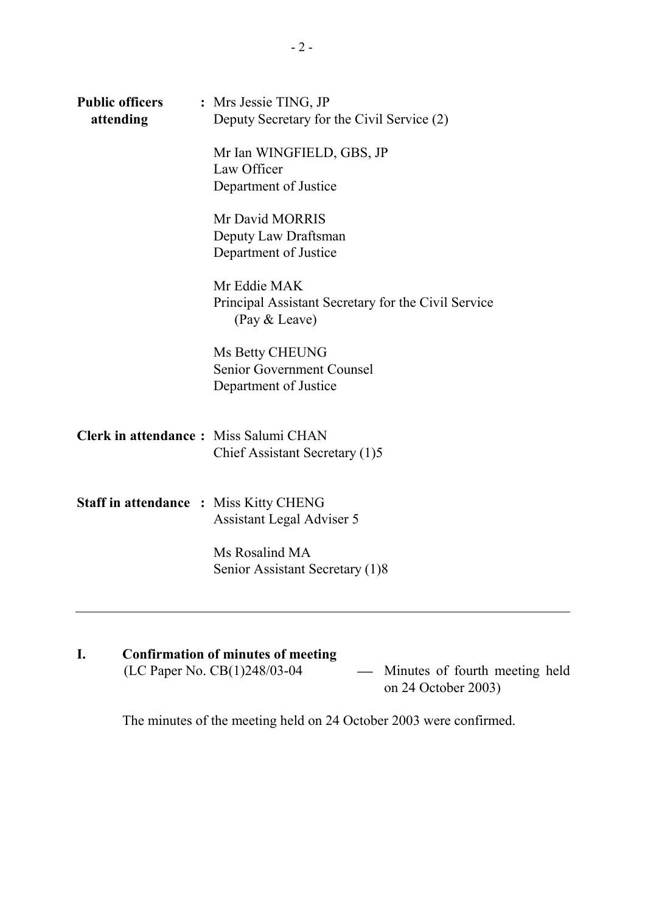**Public officers attending** : Mrs Jessie TING, JP
Deputy Secretary for the Civil Service (2)

Mr Ian WINGFIELD, GBS, JP
Law Officer
Department of Justice

Mr David MORRIS
Deputy Law Draftsman
Department of Justice

Mr Eddie MAK
Principal Assistant Secretary for the Civil Service (Pay & Leave)

Ms Betty CHEUNG
Senior Government Counsel
Department of Justice

**Clerk in attendance :** Miss Salumi CHAN
Chief Assistant Secretary (1)5

**Staff in attendance :** Miss Kitty CHENG
Assistant Legal Adviser 5

Ms Rosalind MA
Senior Assistant Secretary (1)8

---

## I. Confirmation of minutes of meeting

(LC Paper No. CB(1)248/03-04 — Minutes of fourth meeting held on 24 October 2003)

The minutes of the meeting held on 24 October 2003 were confirmed.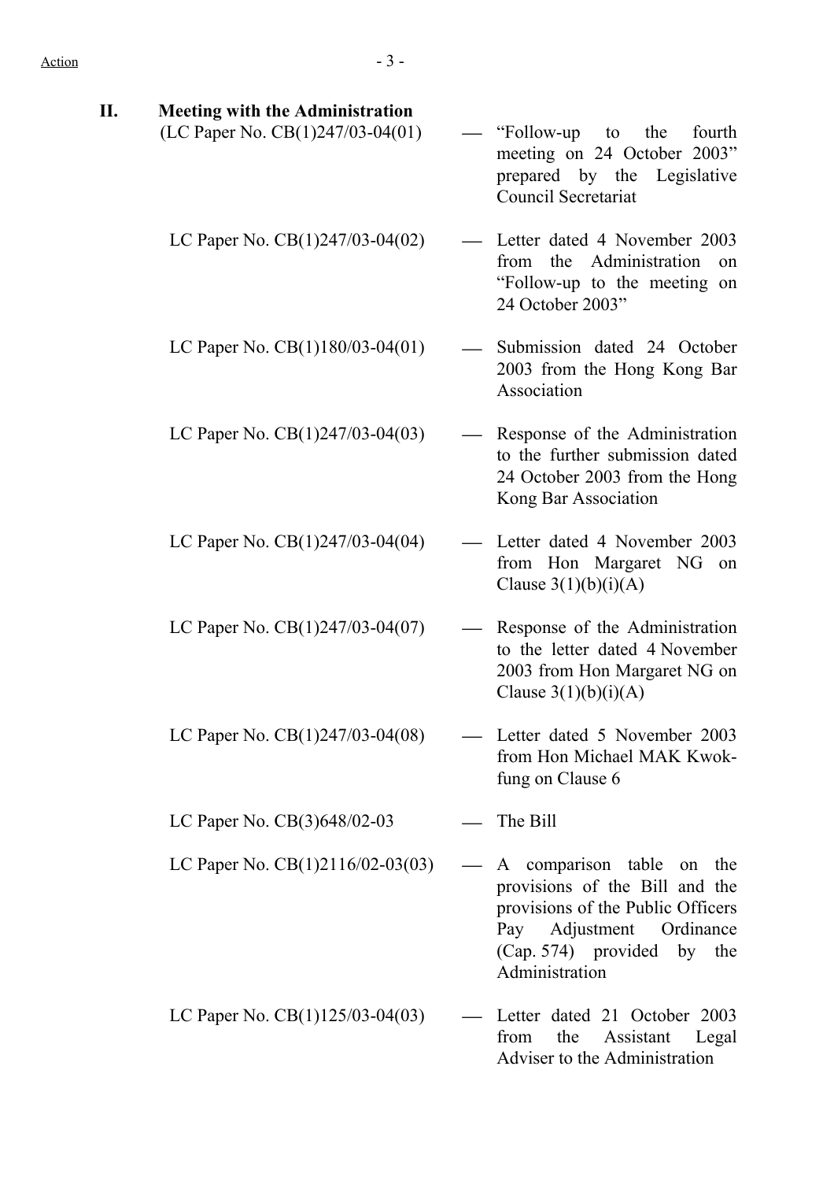## II. Meeting with the Administration

| | | |
|---|---|---|
| (LC Paper No. CB(1)247/03-04(01) | — | "Follow-up to the fourth meeting on 24 October 2003" prepared by the Legislative Council Secretariat |
| LC Paper No. CB(1)247/03-04(02) | — | Letter dated 4 November 2003 from the Administration on "Follow-up to the meeting on 24 October 2003" |
| LC Paper No. CB(1)180/03-04(01) | — | Submission dated 24 October 2003 from the Hong Kong Bar Association |
| LC Paper No. CB(1)247/03-04(03) | — | Response of the Administration to the further submission dated 24 October 2003 from the Hong Kong Bar Association |
| LC Paper No. CB(1)247/03-04(04) | — | Letter dated 4 November 2003 from Hon Margaret NG on Clause 3(1)(b)(i)(A) |
| LC Paper No. CB(1)247/03-04(07) | — | Response of the Administration to the letter dated 4 November 2003 from Hon Margaret NG on Clause 3(1)(b)(i)(A) |
| LC Paper No. CB(1)247/03-04(08) | — | Letter dated 5 November 2003 from Hon Michael MAK Kwok-fung on Clause 6 |
| LC Paper No. CB(3)648/02-03 | — | The Bill |
| LC Paper No. CB(1)2116/02-03(03) | — | A comparison table on the provisions of the Bill and the provisions of the Public Officers Pay Adjustment Ordinance (Cap. 574) provided by the Administration |
| LC Paper No. CB(1)125/03-04(03) | — | Letter dated 21 October 2003 from the Assistant Legal Adviser to the Administration |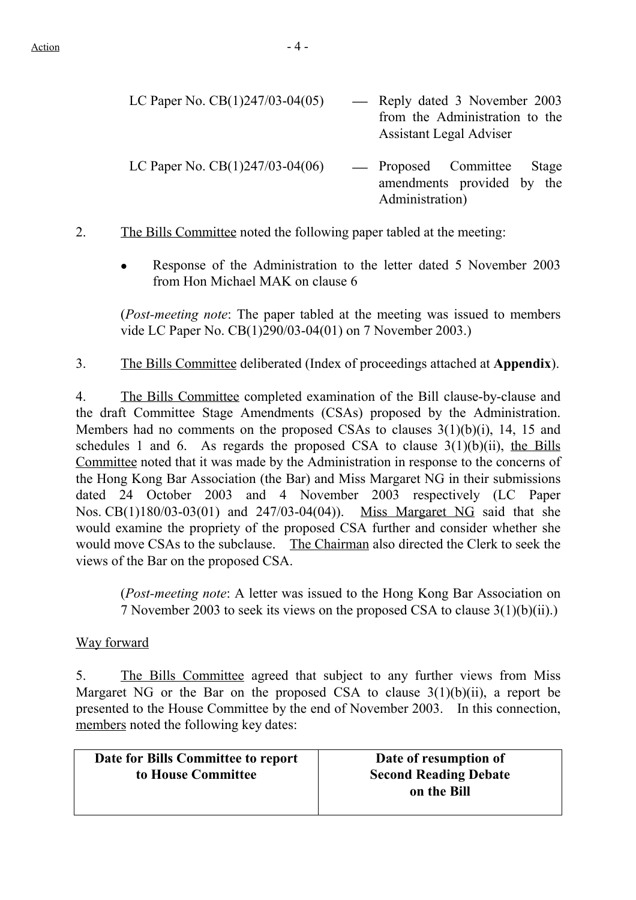Action

| | | |
|---|---|---|
| LC Paper No. CB(1)247/03-04(05) | — | Reply dated 3 November 2003 from the Administration to the Assistant Legal Adviser |
| LC Paper No. CB(1)247/03-04(06) | — | Proposed Committee Stage amendments provided by the Administration) |

2. The Bills Committee noted the following paper tabled at the meeting:

- Response of the Administration to the letter dated 5 November 2003 from Hon Michael MAK on clause 6

(*Post-meeting note*: The paper tabled at the meeting was issued to members vide LC Paper No. CB(1)290/03-04(01) on 7 November 2003.)

3. The Bills Committee deliberated (Index of proceedings attached at **Appendix**).

4. The Bills Committee completed examination of the Bill clause-by-clause and the draft Committee Stage Amendments (CSAs) proposed by the Administration. Members had no comments on the proposed CSAs to clauses 3(1)(b)(i), 14, 15 and schedules 1 and 6. As regards the proposed CSA to clause 3(1)(b)(ii), the Bills Committee noted that it was made by the Administration in response to the concerns of the Hong Kong Bar Association (the Bar) and Miss Margaret NG in their submissions dated 24 October 2003 and 4 November 2003 respectively (LC Paper Nos. CB(1)180/03-03(01) and 247/03-04(04)). Miss Margaret NG said that she would examine the propriety of the proposed CSA further and consider whether she would move CSAs to the subclause. The Chairman also directed the Clerk to seek the views of the Bar on the proposed CSA.

(*Post-meeting note*: A letter was issued to the Hong Kong Bar Association on 7 November 2003 to seek its views on the proposed CSA to clause 3(1)(b)(ii).)

Way forward

5. The Bills Committee agreed that subject to any further views from Miss Margaret NG or the Bar on the proposed CSA to clause 3(1)(b)(ii), a report be presented to the House Committee by the end of November 2003. In this connection, members noted the following key dates:

| **Date for Bills Committee to report to House Committee** | **Date of resumption of Second Reading Debate on the Bill** |
|---|---|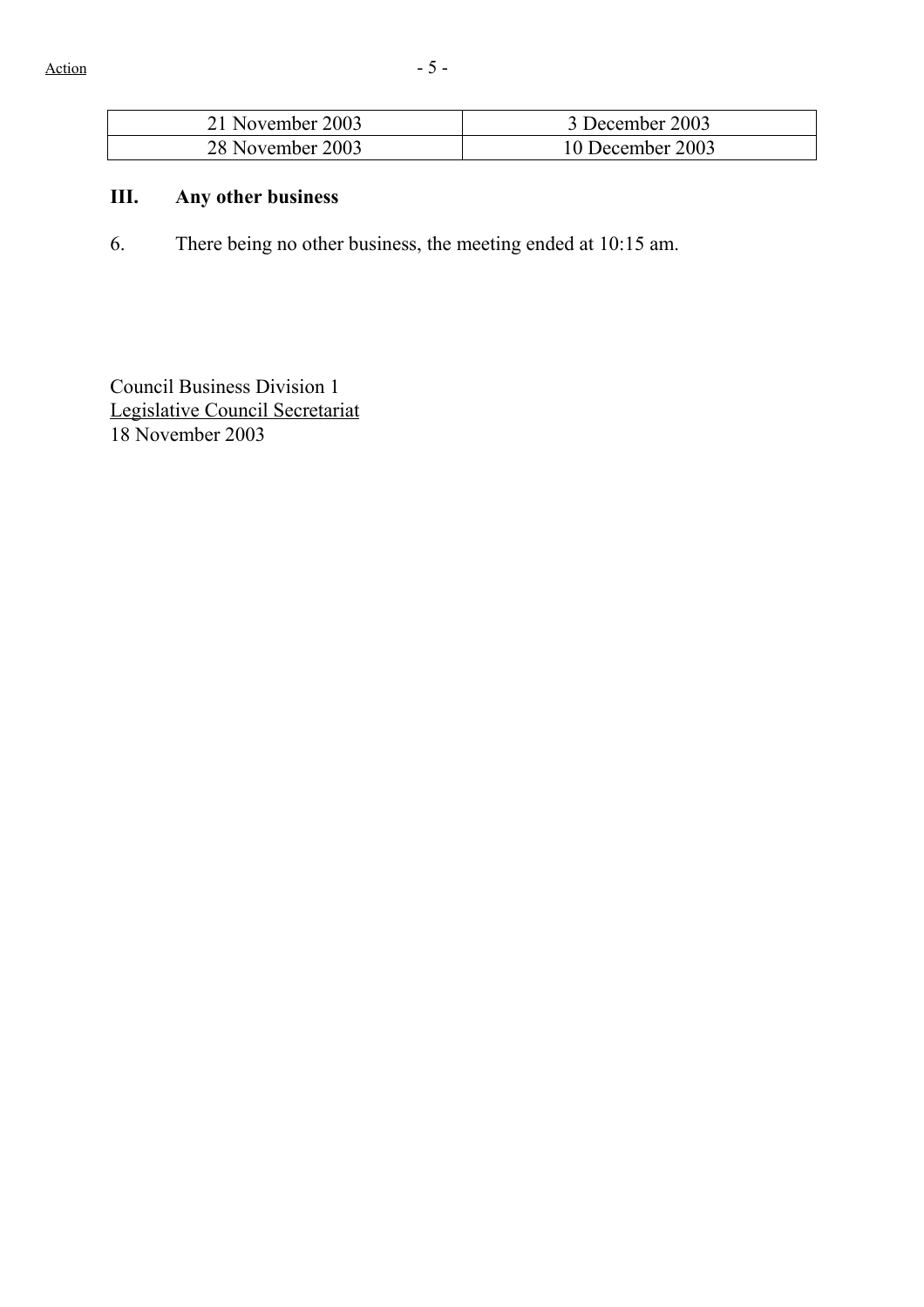| 21 November 2003 | 3 December 2003 |
| --- | --- |
| 28 November 2003 | 10 December 2003 |

### III. Any other business

6. There being no other business, the meeting ended at 10:15 am.

Council Business Division 1
Legislative Council Secretariat
18 November 2003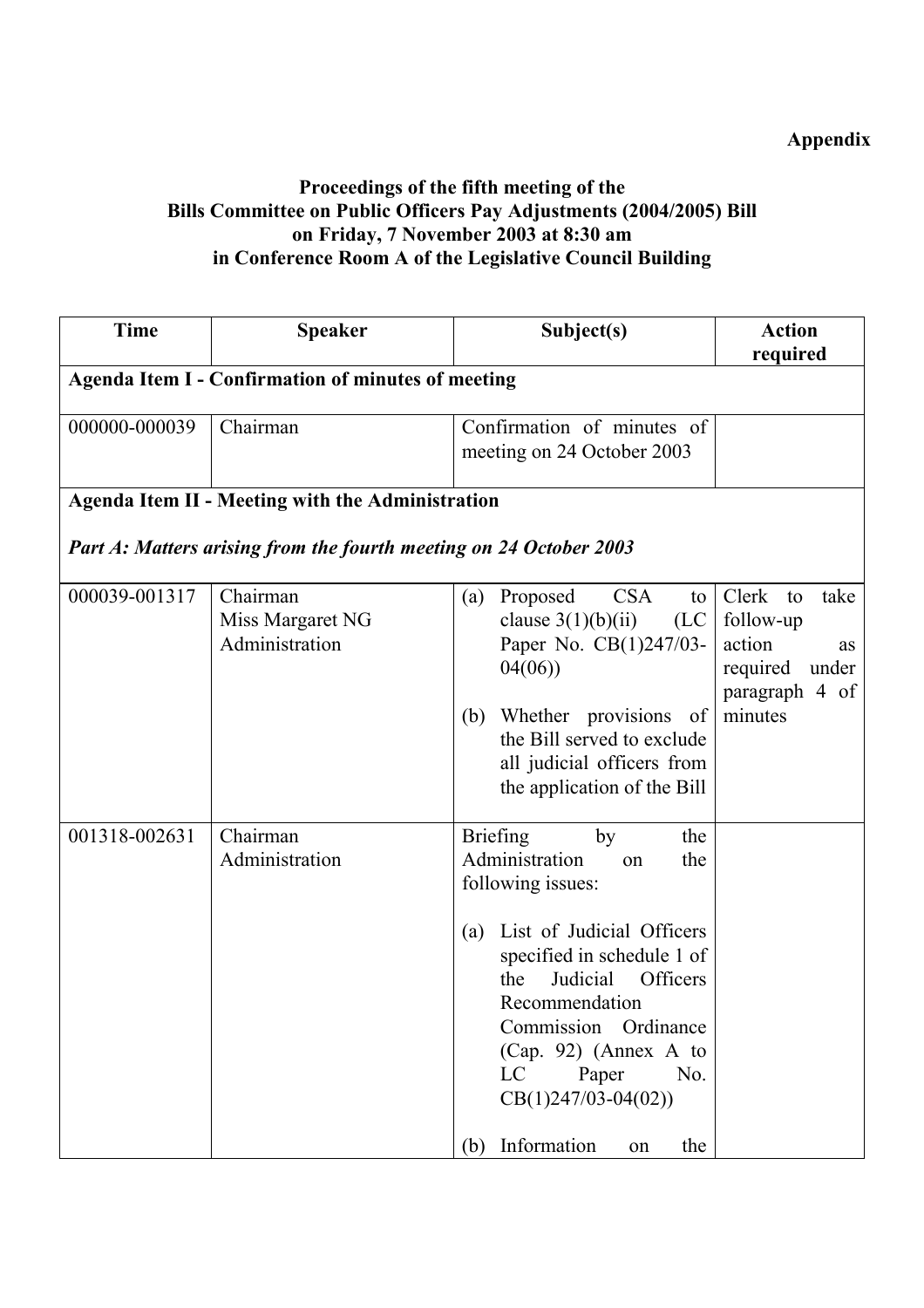**Appendix**

**Proceedings of the fifth meeting of the Bills Committee on Public Officers Pay Adjustments (2004/2005) Bill on Friday, 7 November 2003 at 8:30 am in Conference Room A of the Legislative Council Building**

| Time | Speaker | Subject(s) | Action required |
|---|---|---|---|
| **Agenda Item I - Confirmation of minutes of meeting** | | | |
| 000000-000039 | Chairman | Confirmation of minutes of meeting on 24 October 2003 | |
| **Agenda Item II - Meeting with the Administration**<br><br>***Part A: Matters arising from the fourth meeting on 24 October 2003*** | | | |
| 000039-001317 | Chairman<br>Miss Margaret NG<br>Administration | (a) Proposed CSA to clause 3(1)(b)(ii) (LC Paper No. CB(1)247/03-04(06))<br><br>(b) Whether provisions of the Bill served to exclude all judicial officers from the application of the Bill | Clerk to take follow-up action as required under paragraph 4 of minutes |
| 001318-002631 | Chairman<br>Administration | Briefing by the Administration on the following issues:<br><br>(a) List of Judicial Officers specified in schedule 1 of the Judicial Officers Recommendation Commission Ordinance (Cap. 92) (Annex A to LC Paper No. CB(1)247/03-04(02))<br><br>(b) Information on the | |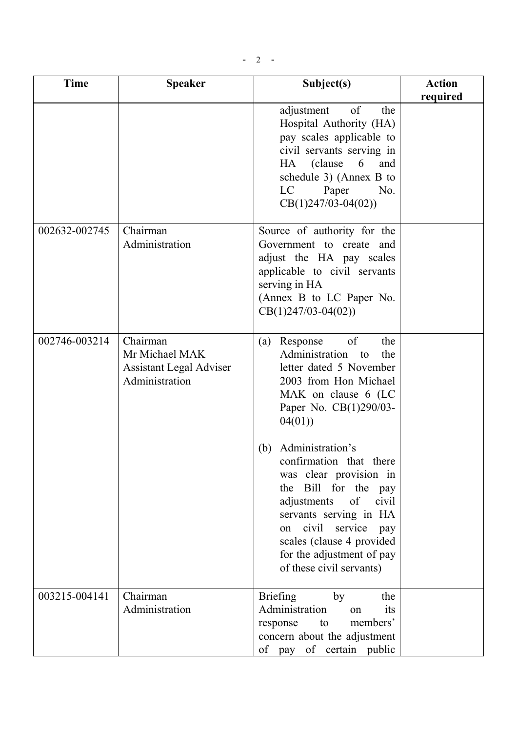| Time | Speaker | Subject(s) | Action required |
|---|---|---|---|
| | | adjustment of the Hospital Authority (HA) pay scales applicable to civil servants serving in HA (clause 6 and schedule 3) (Annex B to LC Paper No. CB(1)247/03-04(02)) | |
| 002632-002745 | Chairman<br>Administration | Source of authority for the Government to create and adjust the HA pay scales applicable to civil servants serving in HA<br>(Annex B to LC Paper No. CB(1)247/03-04(02)) | |
| 002746-003214 | Chairman<br>Mr Michael MAK<br>Assistant Legal Adviser<br>Administration | (a) Response of the Administration to the letter dated 5 November 2003 from Hon Michael MAK on clause 6 (LC Paper No. CB(1)290/03-04(01))<br><br>(b) Administration's confirmation that there was clear provision in the Bill for the pay adjustments of civil servants serving in HA on civil service pay scales (clause 4 provided for the adjustment of pay of these civil servants) | |
| 003215-004141 | Chairman<br>Administration | Briefing by the Administration on its response to members' concern about the adjustment of pay of certain public | |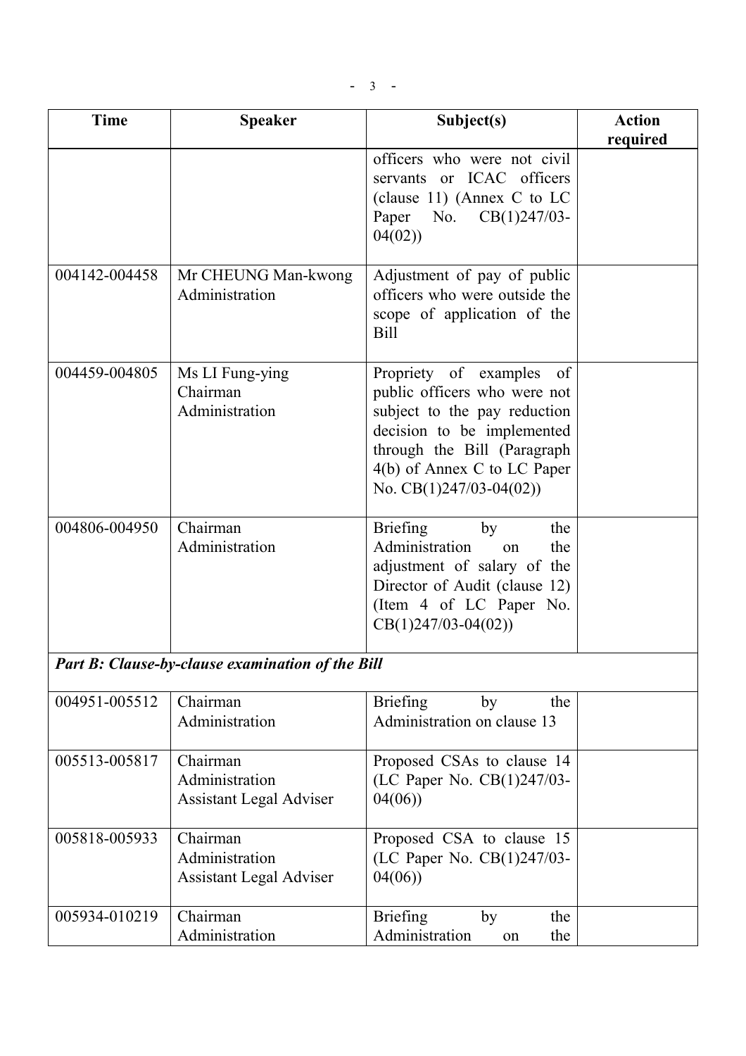| Time | Speaker | Subject(s) | Action required |
|---|---|---|---|
| | | officers who were not civil servants or ICAC officers (clause 11) (Annex C to LC Paper No. CB(1)247/03-04(02)) | |
| 004142-004458 | Mr CHEUNG Man-kwong<br>Administration | Adjustment of pay of public officers who were outside the scope of application of the Bill | |
| 004459-004805 | Ms LI Fung-ying<br>Chairman<br>Administration | Propriety of examples of public officers who were not subject to the pay reduction decision to be implemented through the Bill (Paragraph 4(b) of Annex C to LC Paper No. CB(1)247/03-04(02)) | |
| 004806-004950 | Chairman<br>Administration | Briefing by the Administration on the adjustment of salary of the Director of Audit (clause 12) (Item 4 of LC Paper No. CB(1)247/03-04(02)) | |
| ***Part B: Clause-by-clause examination of the Bill*** | | | |
| 004951-005512 | Chairman<br>Administration | Briefing by the Administration on clause 13 | |
| 005513-005817 | Chairman<br>Administration<br>Assistant Legal Adviser | Proposed CSAs to clause 14 (LC Paper No. CB(1)247/03-04(06)) | |
| 005818-005933 | Chairman<br>Administration<br>Assistant Legal Adviser | Proposed CSA to clause 15 (LC Paper No. CB(1)247/03-04(06)) | |
| 005934-010219 | Chairman<br>Administration | Briefing by the Administration on the | |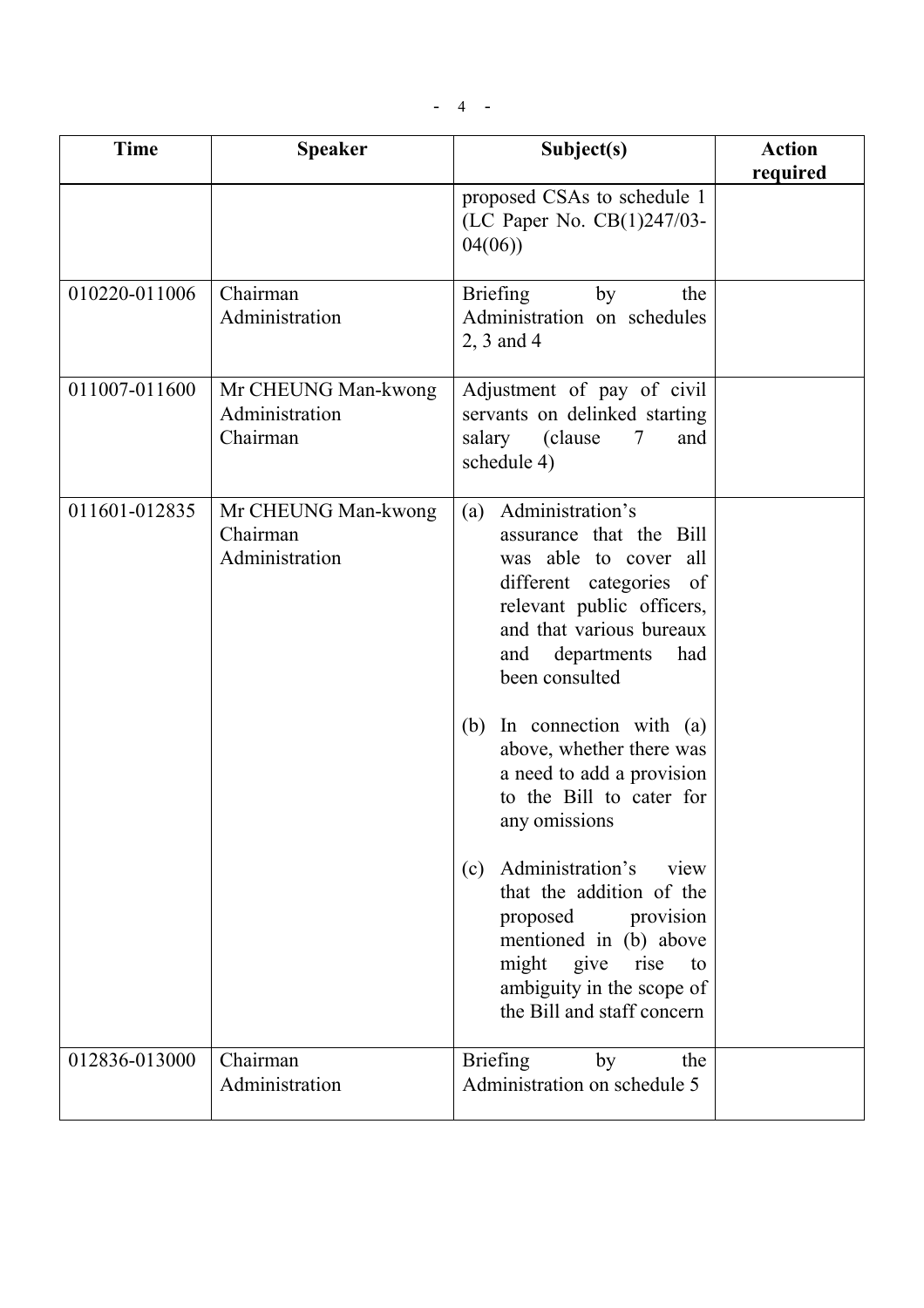| Time | Speaker | Subject(s) | Action required |
|---|---|---|---|
| | | proposed CSAs to schedule 1 (LC Paper No. CB(1)247/03-04(06)) | |
| 010220-011006 | Chairman<br>Administration | Briefing by the Administration on schedules 2, 3 and 4 | |
| 011007-011600 | Mr CHEUNG Man-kwong<br>Administration<br>Chairman | Adjustment of pay of civil servants on delinked starting salary (clause 7 and schedule 4) | |
| 011601-012835 | Mr CHEUNG Man-kwong<br>Chairman<br>Administration | (a) Administration's assurance that the Bill was able to cover all different categories of relevant public officers, and that various bureaux and departments had been consulted<br><br>(b) In connection with (a) above, whether there was a need to add a provision to the Bill to cater for any omissions<br><br>(c) Administration's view that the addition of the proposed provision mentioned in (b) above might give rise to ambiguity in the scope of the Bill and staff concern | |
| 012836-013000 | Chairman<br>Administration | Briefing by the Administration on schedule 5 | |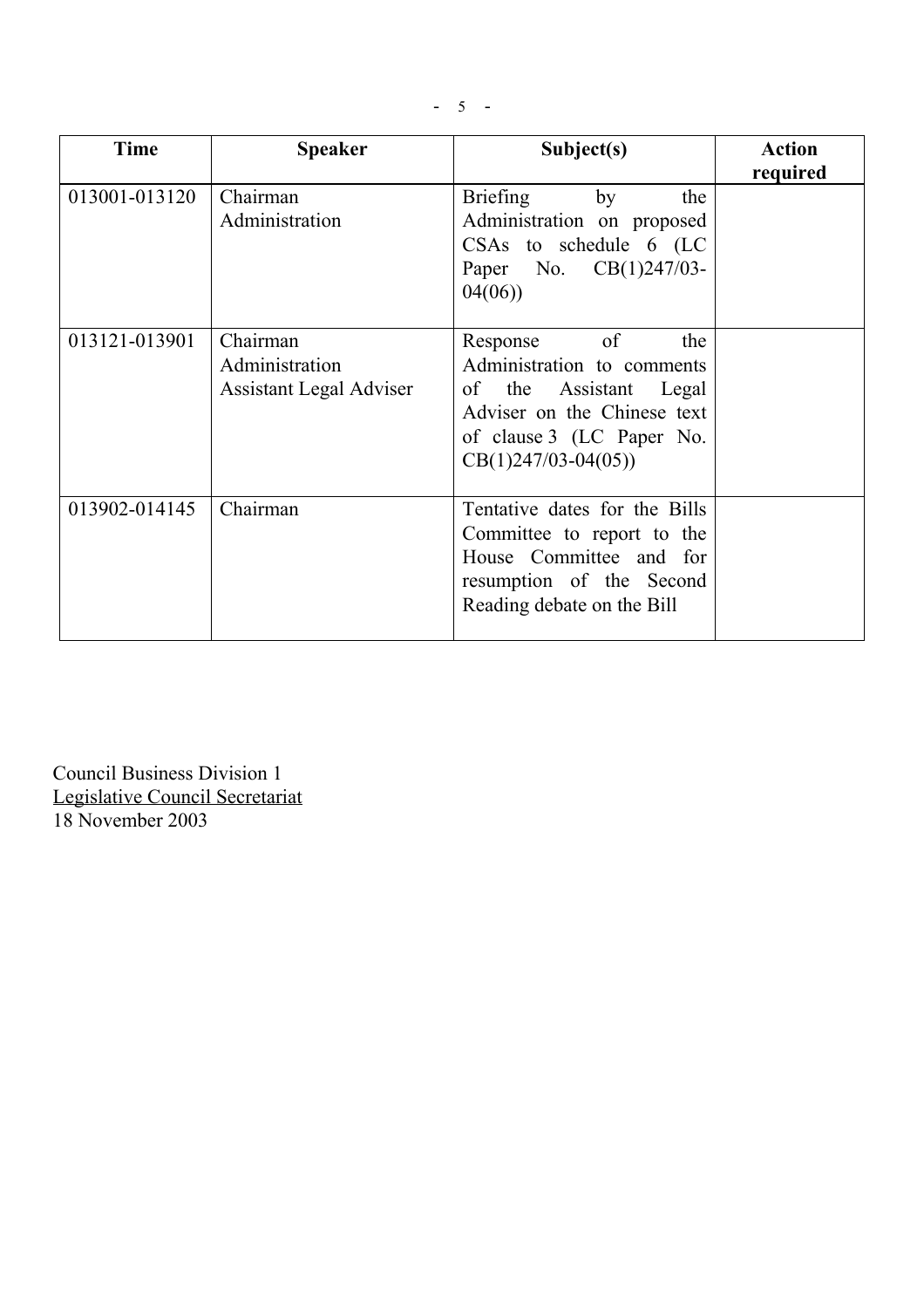| Time | Speaker | Subject(s) | Action required |
|---|---|---|---|
| 013001-013120 | Chairman<br>Administration | Briefing by the Administration on proposed CSAs to schedule 6 (LC Paper No. CB(1)247/03-04(06)) | |
| 013121-013901 | Chairman<br>Administration<br>Assistant Legal Adviser | Response of the Administration to comments of the Assistant Legal Adviser on the Chinese text of clause 3 (LC Paper No. CB(1)247/03-04(05)) | |
| 013902-014145 | Chairman | Tentative dates for the Bills Committee to report to the House Committee and for resumption of the Second Reading debate on the Bill | |

Council Business Division 1
Legislative Council Secretariat
18 November 2003